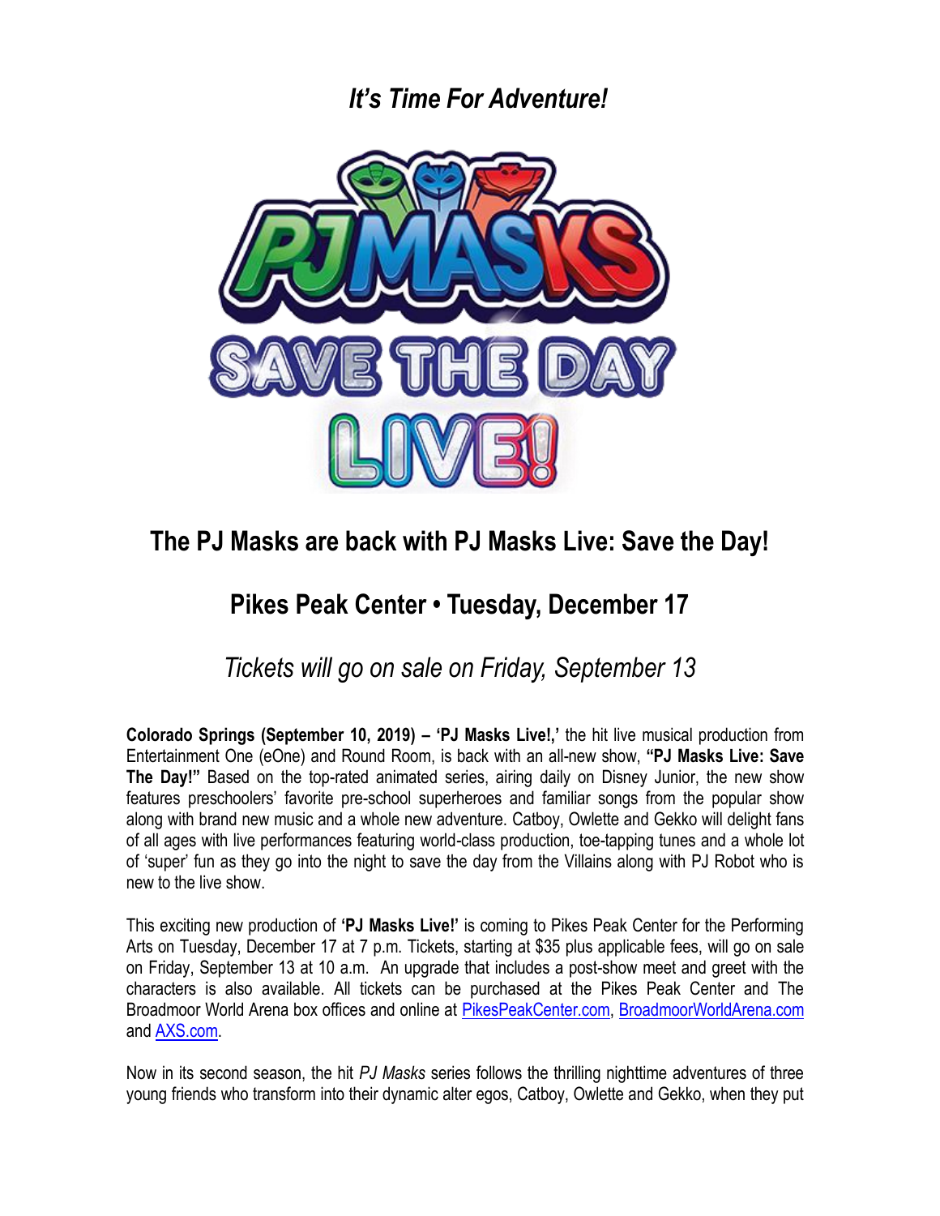*It's Time For Adventure!*

## The PJ Masks are back with PJ Masks Live: Save the Day!

## Pikes Peak Center • Tuesday, December 17

*Tickets will go on sale on Friday, September 13*

**Colorado Springs (September 10, 2019) – 'PJ Masks Live!,'** the hit live musical production from Entertainment One (eOne) and Round Room, is back with an all-new show, **"PJ Masks Live: Save The Day!"** Based on the top-rated animated series, airing daily on Disney Junior, the new show features preschoolers' favorite pre-school superheroes and familiar songs from the popular show along with brand new music and a whole new adventure. Catboy, Owlette and Gekko will delight fans of all ages with live performances featuring world-class production, toe-tapping tunes and a whole lot of 'super' fun as they go into the night to save the day from the Villains along with PJ Robot who is new to the live show.

This exciting new production of **'PJ Masks Live!'** is coming to Pikes Peak Center for the Performing Arts on Tuesday, December 17 at 7 p.m. Tickets, starting at $35 plus applicable fees, will go on sale on Friday, September 13 at 10 a.m. An upgrade that includes a post-show meet and greet with the characters is also available. All tickets can be purchased at the Pikes Peak Center and The Broadmoor World Arena box offices and online at PikesPeakCenter.com, BroadmoorWorldArena.com and AXS.com.

Now in its second season, the hit *PJ Masks* series follows the thrilling nighttime adventures of three young friends who transform into their dynamic alter egos, Catboy, Owlette and Gekko, when they put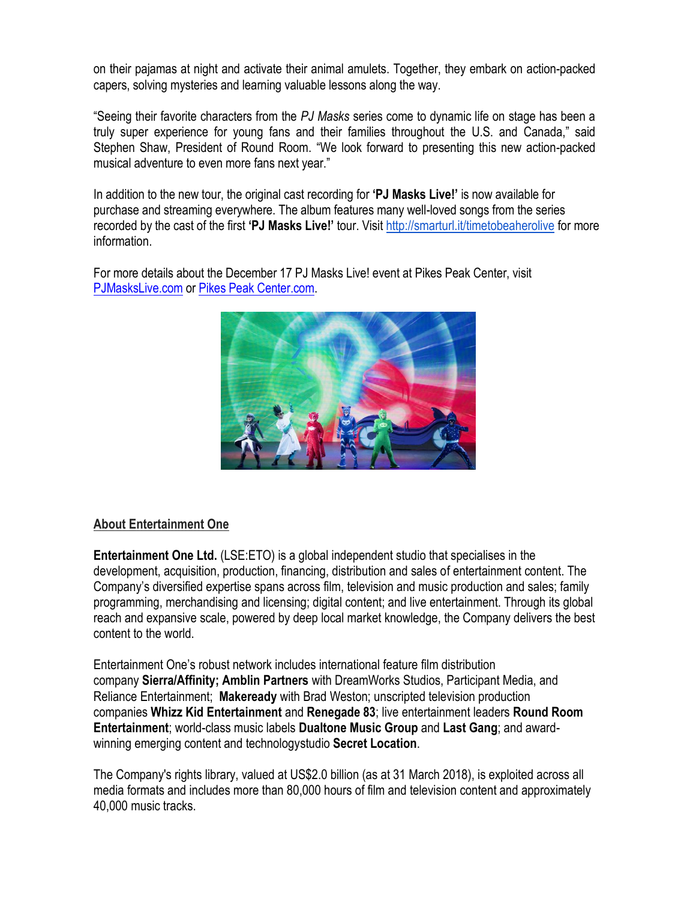on their pajamas at night and activate their animal amulets. Together, they embark on action-packed capers, solving mysteries and learning valuable lessons along the way.

"Seeing their favorite characters from the *PJ Masks* series come to dynamic life on stage has been a truly super experience for young fans and their families throughout the U.S. and Canada," said Stephen Shaw, President of Round Room. "We look forward to presenting this new action-packed musical adventure to even more fans next year."

In addition to the new tour, the original cast recording for **'PJ Masks Live!'** is now available for purchase and streaming everywhere. The album features many well-loved songs from the series recorded by the cast of the first **'PJ Masks Live!'** tour. Visit [http://smarturl.it/timetobeaherolive](http://smarturl.it/timetobeaherolive) for more information.

For more details about the December 17 PJ Masks Live! event at Pikes Peak Center, visit [PJMasksLive.com](PJMasksLive.com) or [Pikes Peak Center.com](Pikes Peak Center.com).

## About Entertainment One

**Entertainment One Ltd.** (LSE:ETO) is a global independent studio that specialises in the development, acquisition, production, financing, distribution and sales of entertainment content. The Company's diversified expertise spans across film, television and music production and sales; family programming, merchandising and licensing; digital content; and live entertainment. Through its global reach and expansive scale, powered by deep local market knowledge, the Company delivers the best content to the world.

Entertainment One's robust network includes international feature film distribution company **Sierra/Affinity; Amblin Partners** with DreamWorks Studios, Participant Media, and Reliance Entertainment; **Makeready** with Brad Weston; unscripted television production companies **Whizz Kid Entertainment** and **Renegade 83**; live entertainment leaders **Round Room Entertainment**; world-class music labels **Dualtone Music Group** and **Last Gang**; and award-winning emerging content and technologystudio **Secret Location**.

The Company's rights library, valued at US$2.0 billion (as at 31 March 2018), is exploited across all media formats and includes more than 80,000 hours of film and television content and approximately 40,000 music tracks.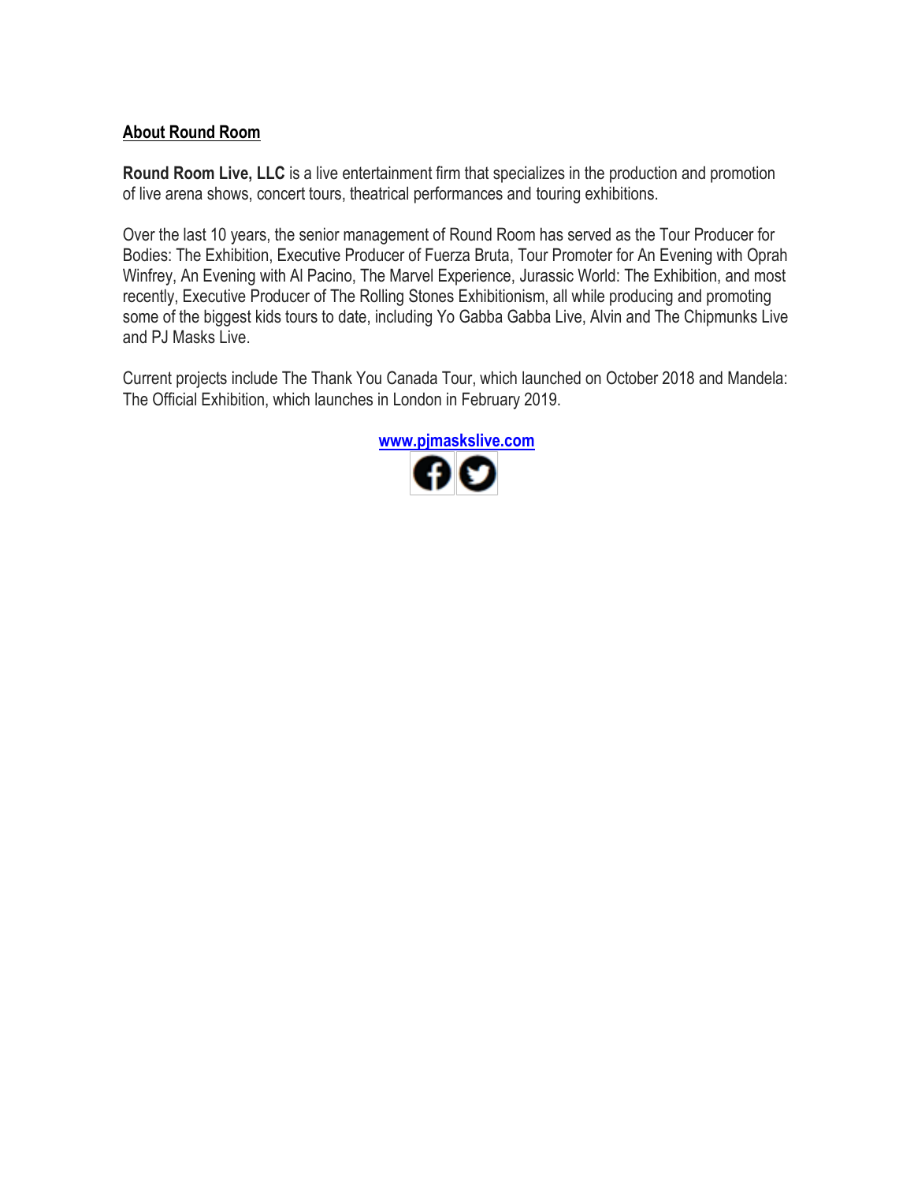## About Round Room

**Round Room Live, LLC** is a live entertainment firm that specializes in the production and promotion of live arena shows, concert tours, theatrical performances and touring exhibitions.

Over the last 10 years, the senior management of Round Room has served as the Tour Producer for Bodies: The Exhibition, Executive Producer of Fuerza Bruta, Tour Promoter for An Evening with Oprah Winfrey, An Evening with Al Pacino, The Marvel Experience, Jurassic World: The Exhibition, and most recently, Executive Producer of The Rolling Stones Exhibitionism, all while producing and promoting some of the biggest kids tours to date, including Yo Gabba Gabba Live, Alvin and The Chipmunks Live and PJ Masks Live.

Current projects include The Thank You Canada Tour, which launched on October 2018 and Mandela: The Official Exhibition, which launches in London in February 2019.

**www.pjmaskslive.com**